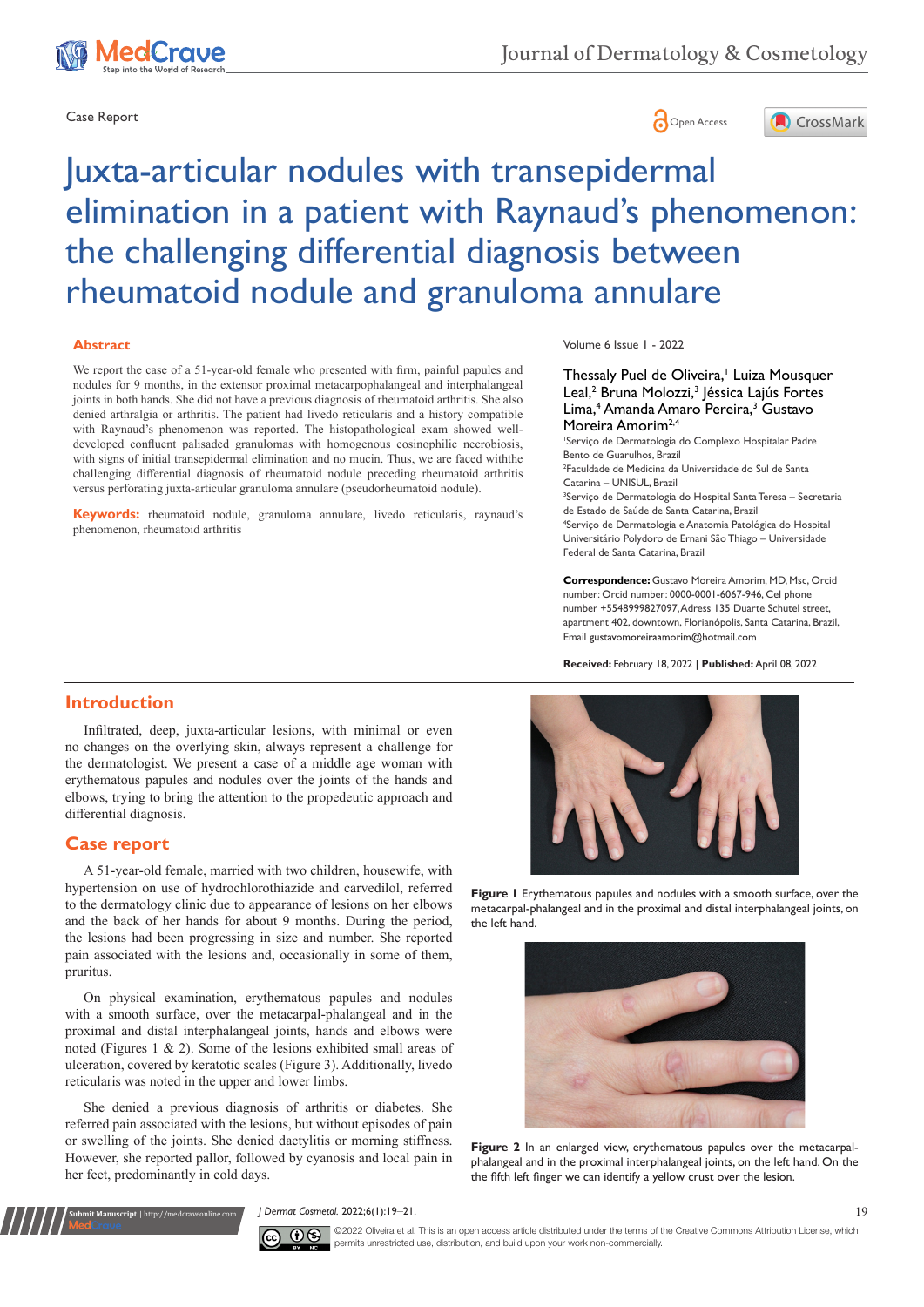Case Report

# Juxta-articular nodules with transepidermal elimination in a patient with Raynaud's phenomenon: the challenging differential diagnosis between rheumatoid nodule and granuloma annulare

## Abstract

We report the case of a 51-year-old female who presented with firm, painful papules and nodules for 9 months, in the extensor proximal metacarpophalangeal and interphalangeal joints in both hands. She did not have a previous diagnosis of rheumatoid arthritis. She also denied arthralgia or arthritis. The patient had livedo reticularis and a history compatible with Raynaud's phenomenon was reported. The histopathological exam showed well-developed confluent palisaded granulomas with homogenous eosinophilic necrobiosis, with signs of initial transepidermal elimination and no mucin. Thus, we are faced withthe challenging differential diagnosis of rheumatoid nodule preceding rheumatoid arthritis versus perforating juxta-articular granuloma annulare (pseudorheumatoid nodule).

**Keywords:** rheumatoid nodule, granuloma annulare, livedo reticularis, raynaud's phenomenon, rheumatoid arthritis

Volume 6 Issue 1 - 2022

Thessaly Puel de Oliveira,[1] Luiza Mousquer Leal,[2] Bruna Molozzi,[3] Jéssica Lajús Fortes Lima,[4] Amanda Amaro Pereira,[3] Gustavo Moreira Amorim[2,4]

[1]Serviço de Dermatologia do Complexo Hospitalar Padre Bento de Guarulhos, Brazil
[2]Faculdade de Medicina da Universidade do Sul de Santa Catarina – UNISUL, Brazil
[3]Serviço de Dermatologia do Hospital Santa Teresa – Secretaria de Estado de Saúde de Santa Catarina, Brazil
[4]Serviço de Dermatologia e Anatomia Patológica do Hospital Universitário Polydoro de Ernani São Thiago – Universidade Federal de Santa Catarina, Brazil

**Correspondence:** Gustavo Moreira Amorim, MD, Msc, Orcid number: Orcid number: 0000-0001-6067-946, Cel phone number +5548999827097, Adress 135 Duarte Schutel street, apartment 402, downtown, Florianópolis, Santa Catarina, Brazil, Email gustavomoreiraamorim@hotmail.com

**Received:** February 18, 2022 | **Published:** April 08, 2022

## Introduction

Infiltrated, deep, juxta-articular lesions, with minimal or even no changes on the overlying skin, always represent a challenge for the dermatologist. We present a case of a middle age woman with erythematous papules and nodules over the joints of the hands and elbows, trying to bring the attention to the propedeutic approach and differential diagnosis.

## Case report

A 51-year-old female, married with two children, housewife, with hypertension on use of hydrochlorothiazide and carvedilol, referred to the dermatology clinic due to appearance of lesions on her elbows and the back of her hands for about 9 months. During the period, the lesions had been progressing in size and number. She reported pain associated with the lesions and, occasionally in some of them, pruritus.

On physical examination, erythematous papules and nodules with a smooth surface, over the metacarpal-phalangeal and in the proximal and distal interphalangeal joints, hands and elbows were noted (Figures 1 & 2). Some of the lesions exhibited small areas of ulceration, covered by keratotic scales (Figure 3). Additionally, livedo reticularis was noted in the upper and lower limbs.

She denied a previous diagnosis of arthritis or diabetes. She referred pain associated with the lesions, but without episodes of pain or swelling of the joints. She denied dactylitis or morning stiffness. However, she reported pallor, followed by cyanosis and local pain in her feet, predominantly in cold days.

**Figure 1** Erythematous papules and nodules with a smooth surface, over the metacarpal-phalangeal and in the proximal and distal interphalangeal joints, on the left hand.

**Figure 2** In an enlarged view, erythematous papules over the metacarpal-phalangeal and in the proximal interphalangeal joints, on the left hand. On the the fifth left finger we can identify a yellow crust over the lesion.

©2022 Oliveira et al. This is an open access article distributed under the terms of the Creative Commons Attribution License, which permits unrestricted use, distribution, and build upon your work non-commercially.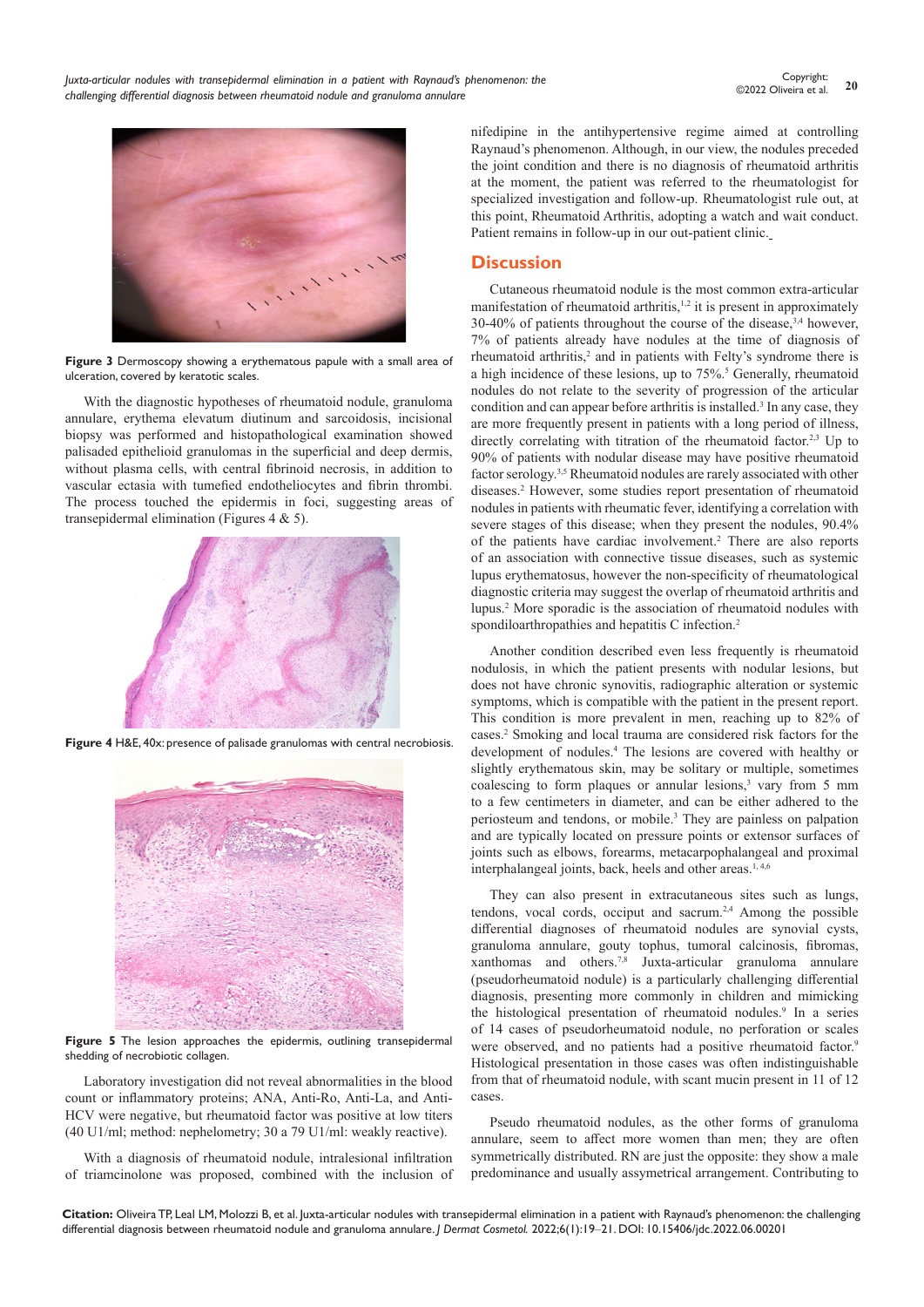**Figure 3** Dermoscopy showing a erythematous papule with a small area of ulceration, covered by keratotic scales.

With the diagnostic hypotheses of rheumatoid nodule, granuloma annulare, erythema elevatum diutinum and sarcoidosis, incisional biopsy was performed and histopathological examination showed palisaded epithelioid granulomas in the superficial and deep dermis, without plasma cells, with central fibrinoid necrosis, in addition to vascular ectasia with tumefied endotheliocytes and fibrin thrombi. The process touched the epidermis in foci, suggesting areas of transepidermal elimination (Figures 4 & 5).

**Figure 4** H&E, 40x: presence of palisade granulomas with central necrobiosis.

**Figure 5** The lesion approaches the epidermis, outlining transepidermal shedding of necrobiotic collagen.

Laboratory investigation did not reveal abnormalities in the blood count or inflammatory proteins; ANA, Anti-Ro, Anti-La, and Anti-HCV were negative, but rheumatoid factor was positive at low titers (40 U1/ml; method: nephelometry; 30 a 79 U1/ml: weakly reactive).

With a diagnosis of rheumatoid nodule, intralesional infiltration of triamcinolone was proposed, combined with the inclusion of nifedipine in the antihypertensive regime aimed at controlling Raynaud's phenomenon. Although, in our view, the nodules preceded the joint condition and there is no diagnosis of rheumatoid arthritis at the moment, the patient was referred to the rheumatologist for specialized investigation and follow-up. Rheumatologist rule out, at this point, Rheumatoid Arthritis, adopting a watch and wait conduct. Patient remains in follow-up in our out-patient clinic.

## Discussion

Cutaneous rheumatoid nodule is the most common extra-articular manifestation of rheumatoid arthritis,[1,2] it is present in approximately 30-40% of patients throughout the course of the disease,[3,4] however, 7% of patients already have nodules at the time of diagnosis of rheumatoid arthritis,[2] and in patients with Felty's syndrome there is a high incidence of these lesions, up to 75%.[5] Generally, rheumatoid nodules do not relate to the severity of progression of the articular condition and can appear before arthritis is installed.[3] In any case, they are more frequently present in patients with a long period of illness, directly correlating with titration of the rheumatoid factor.[2,3] Up to 90% of patients with nodular disease may have positive rheumatoid factor serology.[3,5] Rheumatoid nodules are rarely associated with other diseases.[2] However, some studies report presentation of rheumatoid nodules in patients with rheumatic fever, identifying a correlation with severe stages of this disease; when they present the nodules, 90.4% of the patients have cardiac involvement.[2] There are also reports of an association with connective tissue diseases, such as systemic lupus erythematosus, however the non-specificity of rheumatological diagnostic criteria may suggest the overlap of rheumatoid arthritis and lupus.[2] More sporadic is the association of rheumatoid nodules with spondiloarthropathies and hepatitis C infection.[2]

Another condition described even less frequently is rheumatoid nodulosis, in which the patient presents with nodular lesions, but does not have chronic synovitis, radiographic alteration or systemic symptoms, which is compatible with the patient in the present report. This condition is more prevalent in men, reaching up to 82% of cases.[2] Smoking and local trauma are considered risk factors for the development of nodules.[4] The lesions are covered with healthy or slightly erythematous skin, may be solitary or multiple, sometimes coalescing to form plaques or annular lesions,[3] vary from 5 mm to a few centimeters in diameter, and can be either adhered to the periosteum and tendons, or mobile.[3] They are painless on palpation and are typically located on pressure points or extensor surfaces of joints such as elbows, forearms, metacarpophalangeal and proximal interphalangeal joints, back, heels and other areas.[1,4,6]

They can also present in extracutaneous sites such as lungs, tendons, vocal cords, occiput and sacrum.[2,4] Among the possible differential diagnoses of rheumatoid nodules are synovial cysts, granuloma annulare, gouty tophus, tumoral calcinosis, fibromas, xanthomas and others.[7,8] Juxta-articular granuloma annulare (pseudorheumatoid nodule) is a particularly challenging differential diagnosis, presenting more commonly in children and mimicking the histological presentation of rheumatoid nodules.[9] In a series of 14 cases of pseudorheumatoid nodule, no perforation or scales were observed, and no patients had a positive rheumatoid factor.[9] Histological presentation in those cases was often indistinguishable from that of rheumatoid nodule, with scant mucin present in 11 of 12 cases.

Pseudo rheumatoid nodules, as the other forms of granuloma annulare, seem to affect more women than men; they are often symmetrically distributed. RN are just the opposite: they show a male predominance and usually assymetrical arrangement. Contributing to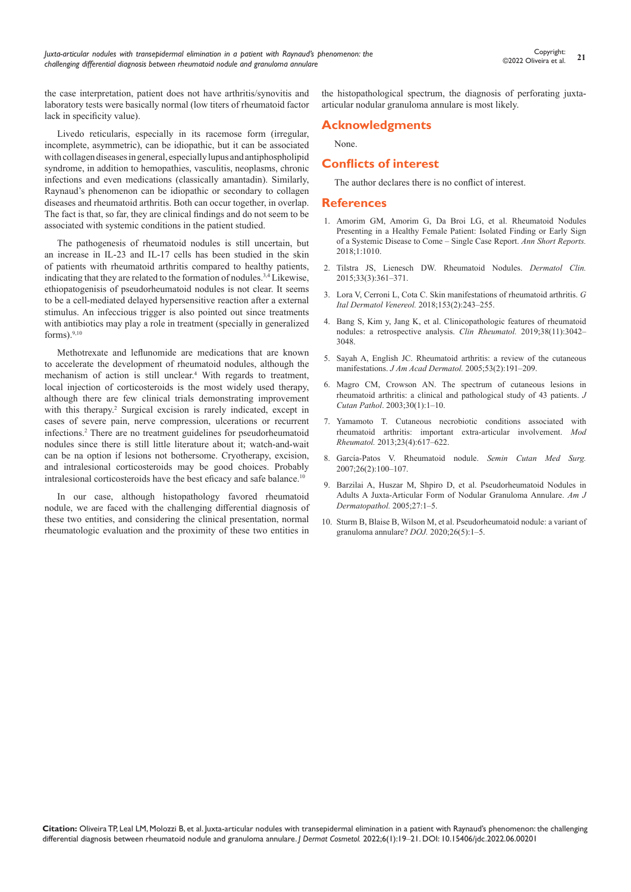the case interpretation, patient does not have arthritis/synovitis and laboratory tests were basically normal (low titers of rheumatoid factor lack in specificity value).

Livedo reticularis, especially in its racemose form (irregular, incomplete, asymmetric), can be idiopathic, but it can be associated with collagen diseases in general, especially lupus and antiphospholipid syndrome, in addition to hemopathies, vasculitis, neoplasms, chronic infections and even medications (classically amantadin). Similarly, Raynaud's phenomenon can be idiopathic or secondary to collagen diseases and rheumatoid arthritis. Both can occur together, in overlap. The fact is that, so far, they are clinical findings and do not seem to be associated with systemic conditions in the patient studied.

The pathogenesis of rheumatoid nodules is still uncertain, but an increase in IL-23 and IL-17 cells has been studied in the skin of patients with rheumatoid arthritis compared to healthy patients, indicating that they are related to the formation of nodules.[3,4] Likewise, ethiopatogenisis of pseudorheumatoid nodules is not clear. It seems to be a cell-mediated delayed hypersensitive reaction after a external stimulus. An infeccious trigger is also pointed out since treatments with antibiotics may play a role in treatment (specially in generalized forms).[9,10]

Methotrexate and leflunomide are medications that are known to accelerate the development of rheumatoid nodules, although the mechanism of action is still unclear.[4] With regards to treatment, local injection of corticosteroids is the most widely used therapy, although there are few clinical trials demonstrating improvement with this therapy.[2] Surgical excision is rarely indicated, except in cases of severe pain, nerve compression, ulcerations or recurrent infections.[2] There are no treatment guidelines for pseudorheumatoid nodules since there is still little literature about it; watch-and-wait can be na option if lesions not bothersome. Cryotherapy, excision, and intralesional corticosteroids may be good choices. Probably intralesional corticosteroids have the best efficacy and safe balance.[10]

In our case, although histopathology favored rheumatoid nodule, we are faced with the challenging differential diagnosis of these two entities, and considering the clinical presentation, normal rheumatologic evaluation and the proximity of these two entities in the histopathological spectrum, the diagnosis of perforating juxta-articular nodular granuloma annulare is most likely.

## Acknowledgments

None.

## Conflicts of interest

The author declares there is no conflict of interest.

## References

1. Amorim GM, Amorim G, Da Broi LG, et al. Rheumatoid Nodules Presenting in a Healthy Female Patient: Isolated Finding or Early Sign of a Systemic Disease to Come – Single Case Report. *Ann Short Reports.* 2018;1:1010.
2. Tilstra JS, Lienesch DW. Rheumatoid Nodules. *Dermatol Clin.* 2015;33(3):361–371.
3. Lora V, Cerroni L, Cota C. Skin manifestations of rheumatoid arthritis. *G Ital Dermatol Venereol.* 2018;153(2):243–255.
4. Bang S, Kim y, Jang K, et al. Clinicopathologic features of rheumatoid nodules: a retrospective analysis. *Clin Rheumatol.* 2019;38(11):3042–3048.
5. Sayah A, English JC. Rheumatoid arthritis: a review of the cutaneous manifestations. *J Am Acad Dermatol.* 2005;53(2):191–209.
6. Magro CM, Crowson AN. The spectrum of cutaneous lesions in rheumatoid arthritis: a clinical and pathological study of 43 patients. *J Cutan Pathol*. 2003;30(1):1–10.
7. Yamamoto T. Cutaneous necrobiotic conditions associated with rheumatoid arthritis: important extra-articular involvement. *Mod Rheumatol.* 2013;23(4):617–622.
8. García-Patos V. Rheumatoid nodule. *Semin Cutan Med Surg.* 2007;26(2):100–107.
9. Barzilai A, Huszar M, Shpiro D, et al. Pseudorheumatoid Nodules in Adults A Juxta-Articular Form of Nodular Granuloma Annulare. *Am J Dermatopathol.* 2005;27:1–5.
10. Sturm B, Blaise B, Wilson M, et al. Pseudorheumatoid nodule: a variant of granuloma annulare? *DOJ.* 2020;26(5):1–5.

**Citation:** Oliveira TP, Leal LM, Molozzi B, et al. Juxta-articular nodules with transepidermal elimination in a patient with Raynaud's phenomenon: the challenging differential diagnosis between rheumatoid nodule and granuloma annulare. *J Dermat Cosmetol.* 2022;6(1):19‒21. DOI: 10.15406/jdc.2022.06.00201